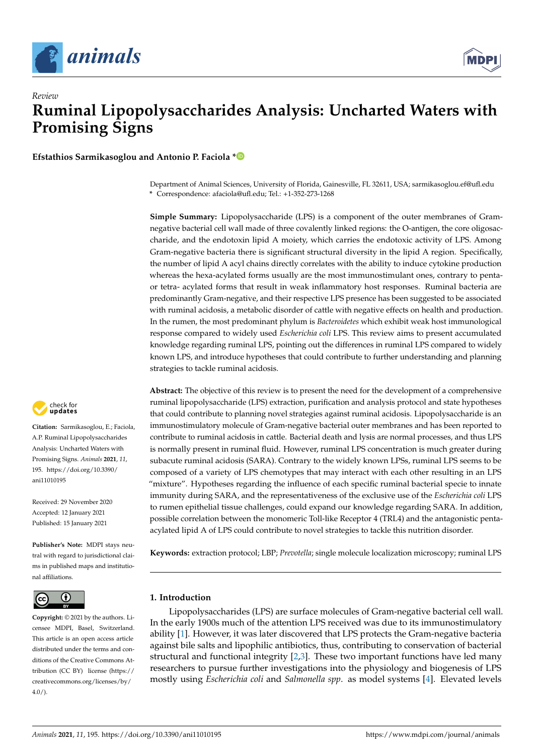*Review*

# Ruminal Lipopolysaccharides Analysis: Uncharted Waters with Promising Signs

**Efstathios Sarmikasoglou and Antonio P. Faciola ***

Department of Animal Sciences, University of Florida, Gainesville, FL 32611, USA; sarmikasoglou.ef@ufl.edu
* Correspondence: afaciola@ufl.edu; Tel.: +1-352-273-1268

**Simple Summary:** Lipopolysaccharide (LPS) is a component of the outer membranes of Gram-negative bacterial cell wall made of three covalently linked regions: the O-antigen, the core oligosaccharide, and the endotoxin lipid A moiety, which carries the endotoxic activity of LPS. Among Gram-negative bacteria there is significant structural diversity in the lipid A region. Specifically, the number of lipid A acyl chains directly correlates with the ability to induce cytokine production whereas the hexa-acylated forms usually are the most immunostimulant ones, contrary to penta- or tetra- acylated forms that result in weak inflammatory host responses. Ruminal bacteria are predominantly Gram-negative, and their respective LPS presence has been suggested to be associated with ruminal acidosis, a metabolic disorder of cattle with negative effects on health and production. In the rumen, the most predominant phylum is *Bacteroidetes* which exhibit weak host immunological response compared to widely used *Escherichia coli* LPS. This review aims to present accumulated knowledge regarding ruminal LPS, pointing out the differences in ruminal LPS compared to widely known LPS, and introduce hypotheses that could contribute to further understanding and planning strategies to tackle ruminal acidosis.

**Abstract:** The objective of this review is to present the need for the development of a comprehensive ruminal lipopolysaccharide (LPS) extraction, purification and analysis protocol and state hypotheses that could contribute to planning novel strategies against ruminal acidosis. Lipopolysaccharide is an immunostimulatory molecule of Gram-negative bacterial outer membranes and has been reported to contribute to ruminal acidosis in cattle. Bacterial death and lysis are normal processes, and thus LPS is normally present in ruminal fluid. However, ruminal LPS concentration is much greater during subacute ruminal acidosis (SARA). Contrary to the widely known LPSs, ruminal LPS seems to be composed of a variety of LPS chemotypes that may interact with each other resulting in an LPS "mixture". Hypotheses regarding the influence of each specific ruminal bacterial specie to innate immunity during SARA, and the representativeness of the exclusive use of the *Escherichia coli* LPS to rumen epithelial tissue challenges, could expand our knowledge regarding SARA. In addition, possible correlation between the monomeric Toll-like Receptor 4 (TRL4) and the antagonistic penta-acylated lipid A of LPS could contribute to novel strategies to tackle this nutrition disorder.

**Keywords:** extraction protocol; LBP; *Prevotella*; single molecule localization microscopy; ruminal LPS

**Citation:** Sarmikasoglou, E.; Faciola, A.P. Ruminal Lipopolysaccharides Analysis: Uncharted Waters with Promising Signs. *Animals* **2021**, *11*, 195. https://doi.org/10.3390/ani11010195

Received: 29 November 2020
Accepted: 12 January 2021
Published: 15 January 2021

**Publisher's Note:** MDPI stays neutral with regard to jurisdictional claims in published maps and institutional affiliations.

**Copyright:** © 2021 by the authors. Licensee MDPI, Basel, Switzerland. This article is an open access article distributed under the terms and conditions of the Creative Commons Attribution (CC BY) license (https://creativecommons.org/licenses/by/4.0/).

## 1. Introduction

Lipopolysaccharides (LPS) are surface molecules of Gram-negative bacterial cell wall. In the early 1900s much of the attention LPS received was due to its immunostimulatory ability [1]. However, it was later discovered that LPS protects the Gram-negative bacteria against bile salts and lipophilic antibiotics, thus, contributing to conservation of bacterial structural and functional integrity [2,3]. These two important functions have led many researchers to pursue further investigations into the physiology and biogenesis of LPS mostly using *Escherichia coli* and *Salmonella spp*. as model systems [4]. Elevated levels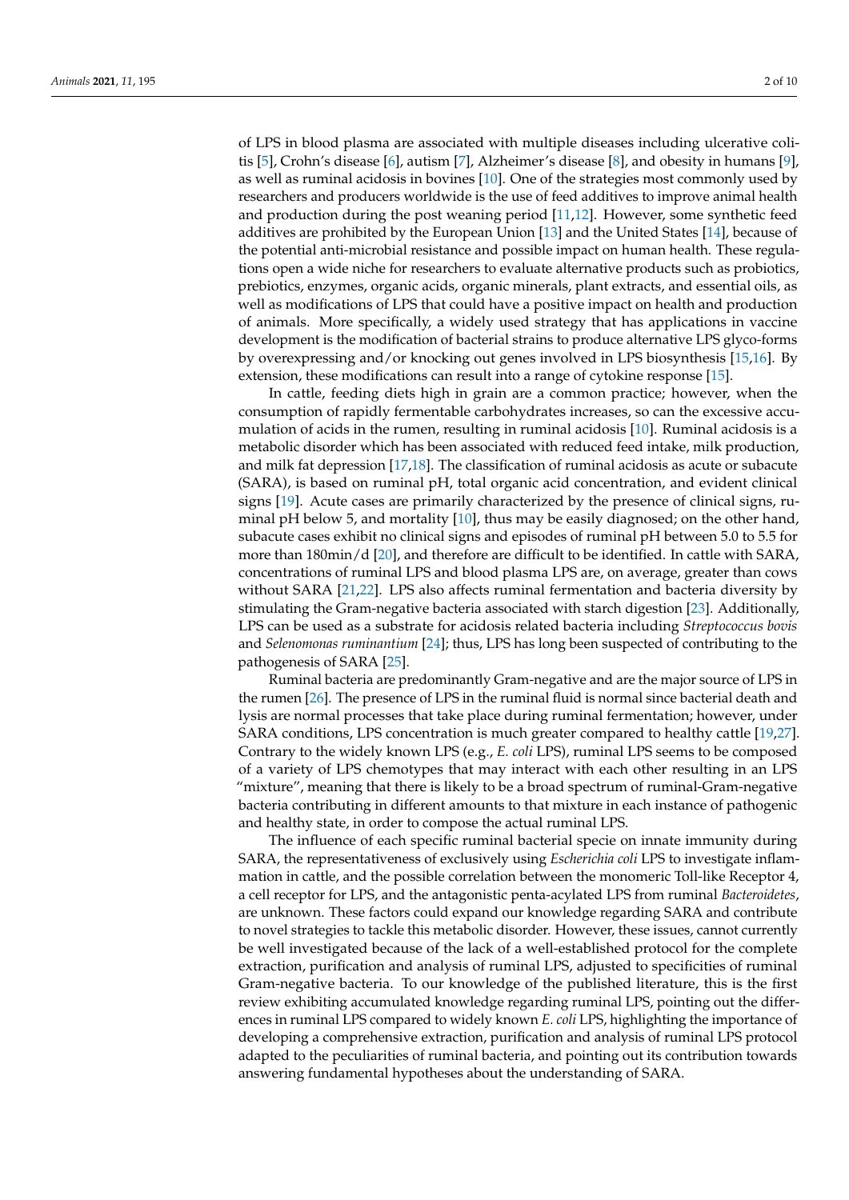of LPS in blood plasma are associated with multiple diseases including ulcerative colitis [5], Crohn's disease [6], autism [7], Alzheimer's disease [8], and obesity in humans [9], as well as ruminal acidosis in bovines [10]. One of the strategies most commonly used by researchers and producers worldwide is the use of feed additives to improve animal health and production during the post weaning period [11,12]. However, some synthetic feed additives are prohibited by the European Union [13] and the United States [14], because of the potential anti-microbial resistance and possible impact on human health. These regulations open a wide niche for researchers to evaluate alternative products such as probiotics, prebiotics, enzymes, organic acids, organic minerals, plant extracts, and essential oils, as well as modifications of LPS that could have a positive impact on health and production of animals. More specifically, a widely used strategy that has applications in vaccine development is the modification of bacterial strains to produce alternative LPS glyco-forms by overexpressing and/or knocking out genes involved in LPS biosynthesis [15,16]. By extension, these modifications can result into a range of cytokine response [15].

In cattle, feeding diets high in grain are a common practice; however, when the consumption of rapidly fermentable carbohydrates increases, so can the excessive accumulation of acids in the rumen, resulting in ruminal acidosis [10]. Ruminal acidosis is a metabolic disorder which has been associated with reduced feed intake, milk production, and milk fat depression [17,18]. The classification of ruminal acidosis as acute or subacute (SARA), is based on ruminal pH, total organic acid concentration, and evident clinical signs [19]. Acute cases are primarily characterized by the presence of clinical signs, ruminal pH below 5, and mortality [10], thus may be easily diagnosed; on the other hand, subacute cases exhibit no clinical signs and episodes of ruminal pH between 5.0 to 5.5 for more than 180min/d [20], and therefore are difficult to be identified. In cattle with SARA, concentrations of ruminal LPS and blood plasma LPS are, on average, greater than cows without SARA [21,22]. LPS also affects ruminal fermentation and bacteria diversity by stimulating the Gram-negative bacteria associated with starch digestion [23]. Additionally, LPS can be used as a substrate for acidosis related bacteria including *Streptococcus bovis* and *Selenomonas ruminantium* [24]; thus, LPS has long been suspected of contributing to the pathogenesis of SARA [25].

Ruminal bacteria are predominantly Gram-negative and are the major source of LPS in the rumen [26]. The presence of LPS in the ruminal fluid is normal since bacterial death and lysis are normal processes that take place during ruminal fermentation; however, under SARA conditions, LPS concentration is much greater compared to healthy cattle [19,27]. Contrary to the widely known LPS (e.g., *E. coli* LPS), ruminal LPS seems to be composed of a variety of LPS chemotypes that may interact with each other resulting in an LPS "mixture", meaning that there is likely to be a broad spectrum of ruminal-Gram-negative bacteria contributing in different amounts to that mixture in each instance of pathogenic and healthy state, in order to compose the actual ruminal LPS.

The influence of each specific ruminal bacterial specie on innate immunity during SARA, the representativeness of exclusively using *Escherichia coli* LPS to investigate inflammation in cattle, and the possible correlation between the monomeric Toll-like Receptor 4, a cell receptor for LPS, and the antagonistic penta-acylated LPS from ruminal *Bacteroidetes*, are unknown. These factors could expand our knowledge regarding SARA and contribute to novel strategies to tackle this metabolic disorder. However, these issues, cannot currently be well investigated because of the lack of a well-established protocol for the complete extraction, purification and analysis of ruminal LPS, adjusted to specificities of ruminal Gram-negative bacteria. To our knowledge of the published literature, this is the first review exhibiting accumulated knowledge regarding ruminal LPS, pointing out the differences in ruminal LPS compared to widely known *E. coli* LPS, highlighting the importance of developing a comprehensive extraction, purification and analysis of ruminal LPS protocol adapted to the peculiarities of ruminal bacteria, and pointing out its contribution towards answering fundamental hypotheses about the understanding of SARA.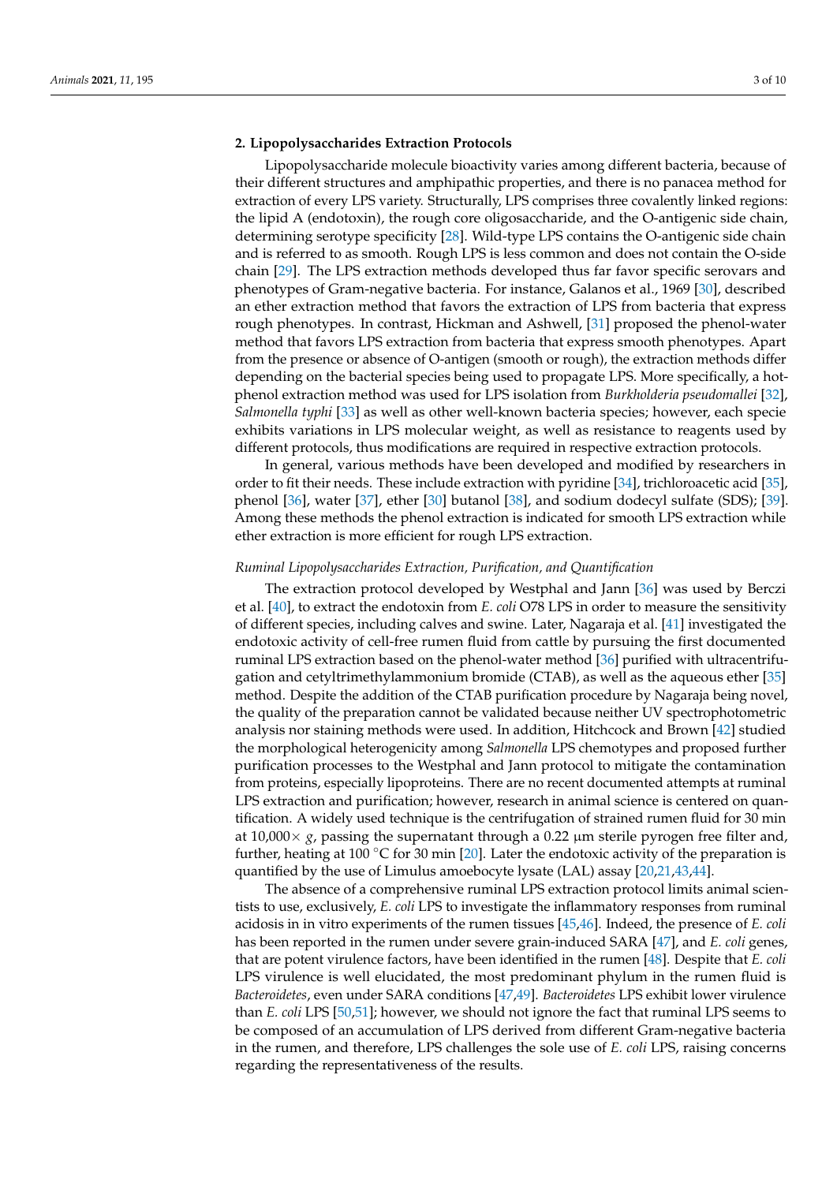## 2. Lipopolysaccharides Extraction Protocols

Lipopolysaccharide molecule bioactivity varies among different bacteria, because of their different structures and amphipathic properties, and there is no panacea method for extraction of every LPS variety. Structurally, LPS comprises three covalently linked regions: the lipid A (endotoxin), the rough core oligosaccharide, and the O-antigenic side chain, determining serotype specificity [28]. Wild-type LPS contains the O-antigenic side chain and is referred to as smooth. Rough LPS is less common and does not contain the O-side chain [29]. The LPS extraction methods developed thus far favor specific serovars and phenotypes of Gram-negative bacteria. For instance, Galanos et al., 1969 [30], described an ether extraction method that favors the extraction of LPS from bacteria that express rough phenotypes. In contrast, Hickman and Ashwell, [31] proposed the phenol-water method that favors LPS extraction from bacteria that express smooth phenotypes. Apart from the presence or absence of O-antigen (smooth or rough), the extraction methods differ depending on the bacterial species being used to propagate LPS. More specifically, a hot-phenol extraction method was used for LPS isolation from *Burkholderia pseudomallei* [32], *Salmonella typhi* [33] as well as other well-known bacteria species; however, each specie exhibits variations in LPS molecular weight, as well as resistance to reagents used by different protocols, thus modifications are required in respective extraction protocols.

In general, various methods have been developed and modified by researchers in order to fit their needs. These include extraction with pyridine [34], trichloroacetic acid [35], phenol [36], water [37], ether [30] butanol [38], and sodium dodecyl sulfate (SDS); [39]. Among these methods the phenol extraction is indicated for smooth LPS extraction while ether extraction is more efficient for rough LPS extraction.

### *Ruminal Lipopolysaccharides Extraction, Purification, and Quantification*

The extraction protocol developed by Westphal and Jann [36] was used by Berczi et al. [40], to extract the endotoxin from *E. coli* O78 LPS in order to measure the sensitivity of different species, including calves and swine. Later, Nagaraja et al. [41] investigated the endotoxic activity of cell-free rumen fluid from cattle by pursuing the first documented ruminal LPS extraction based on the phenol-water method [36] purified with ultracentrifugation and cetyltrimethylammonium bromide (CTAB), as well as the aqueous ether [35] method. Despite the addition of the CTAB purification procedure by Nagaraja being novel, the quality of the preparation cannot be validated because neither UV spectrophotometric analysis nor staining methods were used. In addition, Hitchcock and Brown [42] studied the morphological heterogenicity among *Salmonella* LPS chemotypes and proposed further purification processes to the Westphal and Jann protocol to mitigate the contamination from proteins, especially lipoproteins. There are no recent documented attempts at ruminal LPS extraction and purification; however, research in animal science is centered on quantification. A widely used technique is the centrifugation of strained rumen fluid for 30 min at $10{,}000\times\, g$, passing the supernatant through a 0.22 μm sterile pyrogen free filter and, further, heating at 100 °C for 30 min [20]. Later the endotoxic activity of the preparation is quantified by the use of Limulus amoebocyte lysate (LAL) assay [20,21,43,44].

The absence of a comprehensive ruminal LPS extraction protocol limits animal scientists to use, exclusively, *E. coli* LPS to investigate the inflammatory responses from ruminal acidosis in in vitro experiments of the rumen tissues [45,46]. Indeed, the presence of *E. coli* has been reported in the rumen under severe grain-induced SARA [47], and *E. coli* genes, that are potent virulence factors, have been identified in the rumen [48]. Despite that *E. coli* LPS virulence is well elucidated, the most predominant phylum in the rumen fluid is *Bacteroidetes*, even under SARA conditions [47,49]. *Bacteroidetes* LPS exhibit lower virulence than *E. coli* LPS [50,51]; however, we should not ignore the fact that ruminal LPS seems to be composed of an accumulation of LPS derived from different Gram-negative bacteria in the rumen, and therefore, LPS challenges the sole use of *E. coli* LPS, raising concerns regarding the representativeness of the results.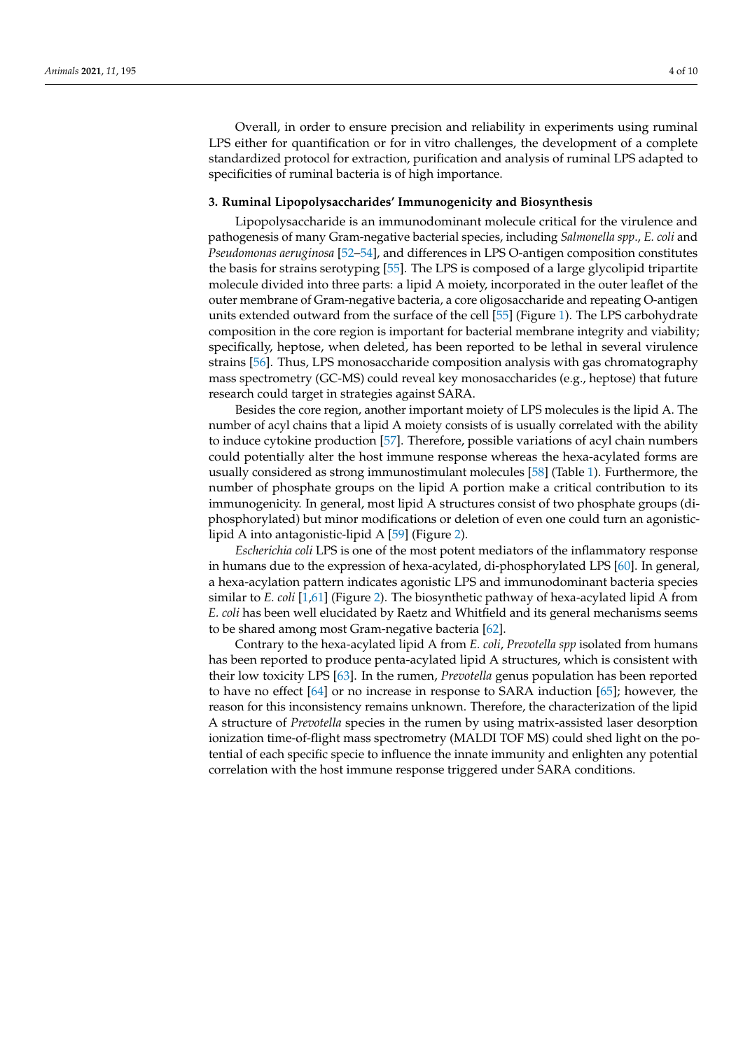Overall, in order to ensure precision and reliability in experiments using ruminal LPS either for quantification or for in vitro challenges, the development of a complete standardized protocol for extraction, purification and analysis of ruminal LPS adapted to specificities of ruminal bacteria is of high importance.

## 3. Ruminal Lipopolysaccharides' Immunogenicity and Biosynthesis

Lipopolysaccharide is an immunodominant molecule critical for the virulence and pathogenesis of many Gram-negative bacterial species, including *Salmonella spp*., *E. coli* and *Pseudomonas aeruginosa* [52–54], and differences in LPS O-antigen composition constitutes the basis for strains serotyping [55]. The LPS is composed of a large glycolipid tripartite molecule divided into three parts: a lipid A moiety, incorporated in the outer leaflet of the outer membrane of Gram-negative bacteria, a core oligosaccharide and repeating O-antigen units extended outward from the surface of the cell [55] (Figure 1). The LPS carbohydrate composition in the core region is important for bacterial membrane integrity and viability; specifically, heptose, when deleted, has been reported to be lethal in several virulence strains [56]. Thus, LPS monosaccharide composition analysis with gas chromatography mass spectrometry (GC-MS) could reveal key monosaccharides (e.g., heptose) that future research could target in strategies against SARA.

Besides the core region, another important moiety of LPS molecules is the lipid A. The number of acyl chains that a lipid A moiety consists of is usually correlated with the ability to induce cytokine production [57]. Therefore, possible variations of acyl chain numbers could potentially alter the host immune response whereas the hexa-acylated forms are usually considered as strong immunostimulant molecules [58] (Table 1). Furthermore, the number of phosphate groups on the lipid A portion make a critical contribution to its immunogenicity. In general, most lipid A structures consist of two phosphate groups (di-phosphorylated) but minor modifications or deletion of even one could turn an agonistic-lipid A into antagonistic-lipid A [59] (Figure 2).

*Escherichia coli* LPS is one of the most potent mediators of the inflammatory response in humans due to the expression of hexa-acylated, di-phosphorylated LPS [60]. In general, a hexa-acylation pattern indicates agonistic LPS and immunodominant bacteria species similar to *E. coli* [1,61] (Figure 2). The biosynthetic pathway of hexa-acylated lipid A from *E. coli* has been well elucidated by Raetz and Whitfield and its general mechanisms seems to be shared among most Gram-negative bacteria [62].

Contrary to the hexa-acylated lipid A from *E. coli*, *Prevotella spp* isolated from humans has been reported to produce penta-acylated lipid A structures, which is consistent with their low toxicity LPS [63]. In the rumen, *Prevotella* genus population has been reported to have no effect [64] or no increase in response to SARA induction [65]; however, the reason for this inconsistency remains unknown. Therefore, the characterization of the lipid A structure of *Prevotella* species in the rumen by using matrix-assisted laser desorption ionization time-of-flight mass spectrometry (MALDI TOF MS) could shed light on the potential of each specific specie to influence the innate immunity and enlighten any potential correlation with the host immune response triggered under SARA conditions.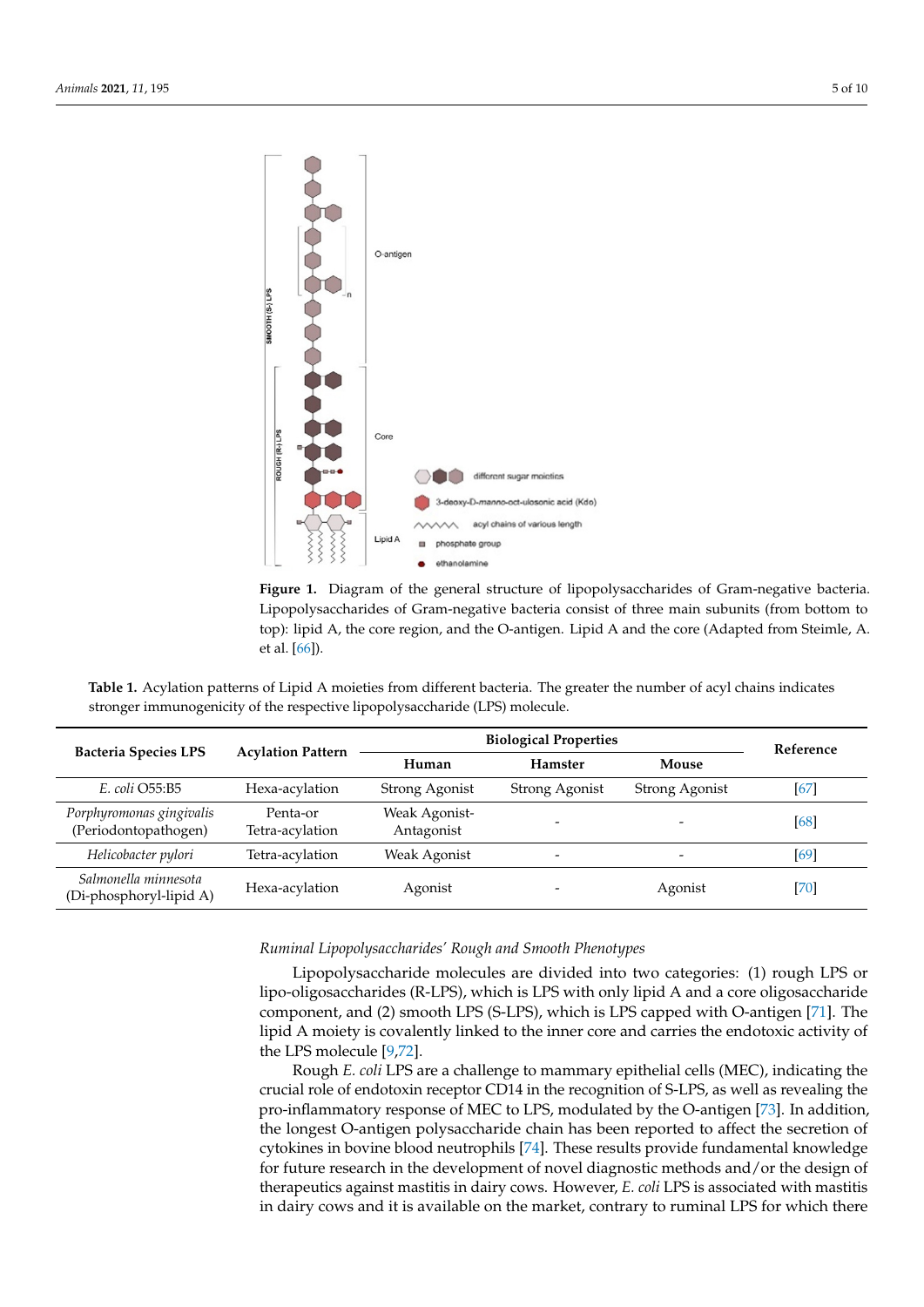**Figure 1.** Diagram of the general structure of lipopolysaccharides of Gram-negative bacteria. Lipopolysaccharides of Gram-negative bacteria consist of three main subunits (from bottom to top): lipid A, the core region, and the O-antigen. Lipid A and the core (Adapted from Steimle, A. et al. [66]).

**Table 1.** Acylation patterns of Lipid A moieties from different bacteria. The greater the number of acyl chains indicates stronger immunogenicity of the respective lipopolysaccharide (LPS) molecule.

| Bacteria Species LPS | Acylation Pattern | Biological Properties | | | Reference |
|---|---|---|---|---|---|
| | | Human | Hamster | Mouse | |
| *E. coli* O55:B5 | Hexa-acylation | Strong Agonist | Strong Agonist | Strong Agonist | [67] |
| *Porphyromonas gingivalis* (Periodontopathogen) | Penta-or Tetra-acylation | Weak Agonist-Antagonist | - | - | [68] |
| *Helicobacter pylori* | Tetra-acylation | Weak Agonist | - | - | [69] |
| *Salmonella minnesota* (Di-phosphoryl-lipid A) | Hexa-acylation | Agonist | - | Agonist | [70] |

*Ruminal Lipopolysaccharides' Rough and Smooth Phenotypes*

Lipopolysaccharide molecules are divided into two categories: (1) rough LPS or lipo-oligosaccharides (R-LPS), which is LPS with only lipid A and a core oligosaccharide component, and (2) smooth LPS (S-LPS), which is LPS capped with O-antigen [71]. The lipid A moiety is covalently linked to the inner core and carries the endotoxic activity of the LPS molecule [9,72].

Rough *E. coli* LPS are a challenge to mammary epithelial cells (MEC), indicating the crucial role of endotoxin receptor CD14 in the recognition of S-LPS, as well as revealing the pro-inflammatory response of MEC to LPS, modulated by the O-antigen [73]. In addition, the longest O-antigen polysaccharide chain has been reported to affect the secretion of cytokines in bovine blood neutrophils [74]. These results provide fundamental knowledge for future research in the development of novel diagnostic methods and/or the design of therapeutics against mastitis in dairy cows. However, *E. coli* LPS is associated with mastitis in dairy cows and it is available on the market, contrary to ruminal LPS for which there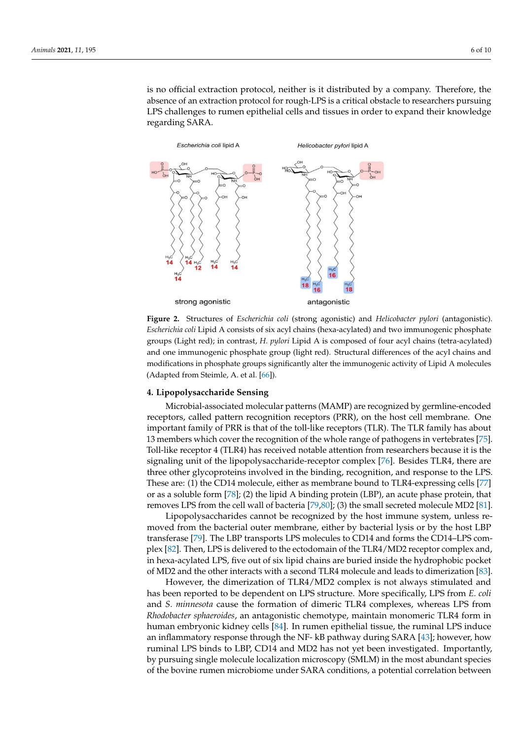is no official extraction protocol, neither is it distributed by a company. Therefore, the absence of an extraction protocol for rough-LPS is a critical obstacle to researchers pursuing LPS challenges to rumen epithelial cells and tissues in order to expand their knowledge regarding SARA.

**Figure 2.** Structures of *Escherichia coli* (strong agonistic) and *Helicobacter pylori* (antagonistic). *Escherichia coli* Lipid A consists of six acyl chains (hexa-acylated) and two immunogenic phosphate groups (Light red); in contrast, *H. pylori* Lipid A is composed of four acyl chains (tetra-acylated) and one immunogenic phosphate group (light red). Structural differences of the acyl chains and modifications in phosphate groups significantly alter the immunogenic activity of Lipid A molecules (Adapted from Steimle, A. et al. [66]).

## 4. Lipopolysaccharide Sensing

Microbial-associated molecular patterns (MAMP) are recognized by germline-encoded receptors, called pattern recognition receptors (PRR), on the host cell membrane. One important family of PRR is that of the toll-like receptors (TLR). The TLR family has about 13 members which cover the recognition of the whole range of pathogens in vertebrates [75]. Toll-like receptor 4 (TLR4) has received notable attention from researchers because it is the signaling unit of the lipopolysaccharide-receptor complex [76]. Besides TLR4, there are three other glycoproteins involved in the binding, recognition, and response to the LPS. These are: (1) the CD14 molecule, either as membrane bound to TLR4-expressing cells [77] or as a soluble form [78]; (2) the lipid A binding protein (LBP), an acute phase protein, that removes LPS from the cell wall of bacteria [79,80]; (3) the small secreted molecule MD2 [81].

Lipopolysaccharides cannot be recognized by the host immune system, unless removed from the bacterial outer membrane, either by bacterial lysis or by the host LBP transferase [79]. The LBP transports LPS molecules to CD14 and forms the CD14–LPS complex [82]. Then, LPS is delivered to the ectodomain of the TLR4/MD2 receptor complex and, in hexa-acylated LPS, five out of six lipid chains are buried inside the hydrophobic pocket of MD2 and the other interacts with a second TLR4 molecule and leads to dimerization [83].

However, the dimerization of TLR4/MD2 complex is not always stimulated and has been reported to be dependent on LPS structure. More specifically, LPS from *E. coli* and *S. minnesota* cause the formation of dimeric TLR4 complexes, whereas LPS from *Rhodobacter sphaeroides*, an antagonistic chemotype, maintain monomeric TLR4 form in human embryonic kidney cells [84]. In rumen epithelial tissue, the ruminal LPS induce an inflammatory response through the NF- kB pathway during SARA [43]; however, how ruminal LPS binds to LBP, CD14 and MD2 has not yet been investigated. Importantly, by pursuing single molecule localization microscopy (SMLM) in the most abundant species of the bovine rumen microbiome under SARA conditions, a potential correlation between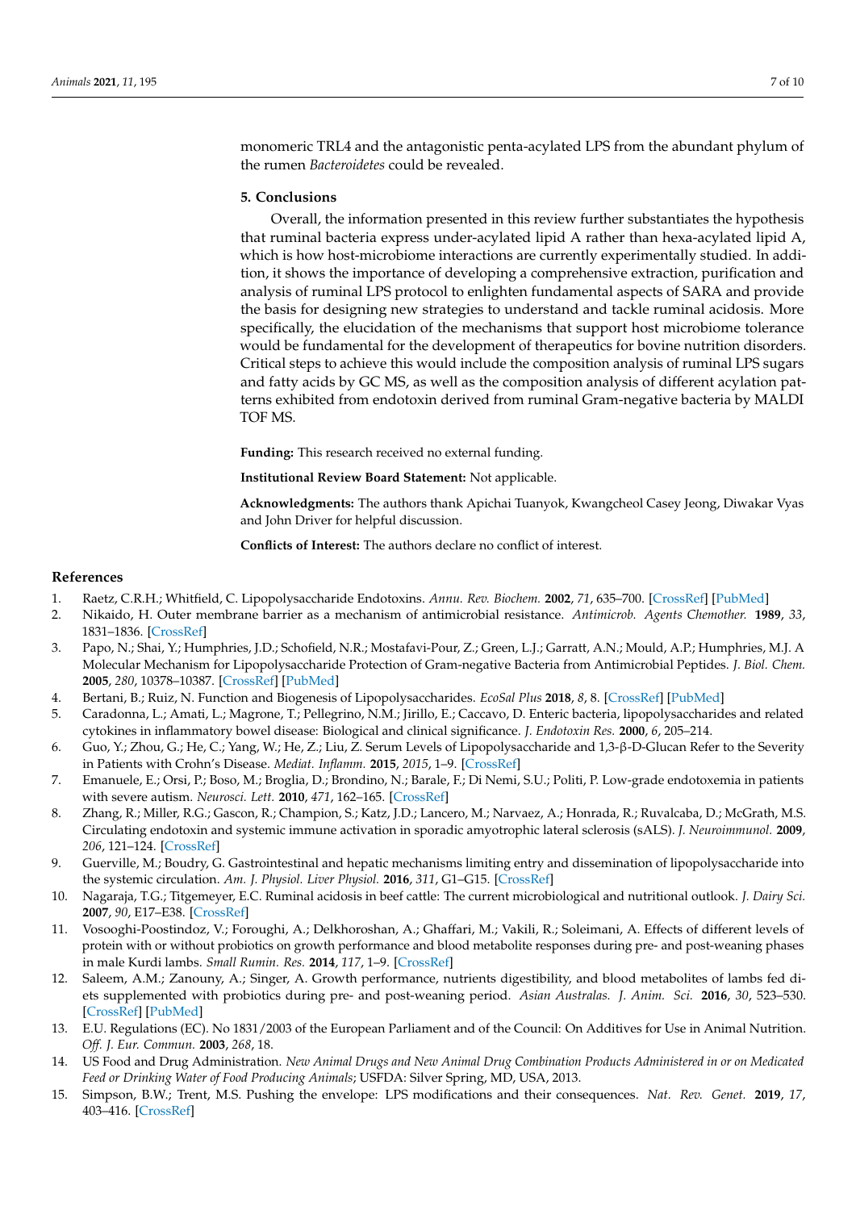monomeric TRL4 and the antagonistic penta-acylated LPS from the abundant phylum of the rumen *Bacteroidetes* could be revealed.

## 5. Conclusions

Overall, the information presented in this review further substantiates the hypothesis that ruminal bacteria express under-acylated lipid A rather than hexa-acylated lipid A, which is how host-microbiome interactions are currently experimentally studied. In addition, it shows the importance of developing a comprehensive extraction, purification and analysis of ruminal LPS protocol to enlighten fundamental aspects of SARA and provide the basis for designing new strategies to understand and tackle ruminal acidosis. More specifically, the elucidation of the mechanisms that support host microbiome tolerance would be fundamental for the development of therapeutics for bovine nutrition disorders. Critical steps to achieve this would include the composition analysis of ruminal LPS sugars and fatty acids by GC MS, as well as the composition analysis of different acylation patterns exhibited from endotoxin derived from ruminal Gram-negative bacteria by MALDI TOF MS.

**Funding:** This research received no external funding.

**Institutional Review Board Statement:** Not applicable.

**Acknowledgments:** The authors thank Apichai Tuanyok, Kwangcheol Casey Jeong, Diwakar Vyas and John Driver for helpful discussion.

**Conflicts of Interest:** The authors declare no conflict of interest.

## References

1. Raetz, C.R.H.; Whitfield, C. Lipopolysaccharide Endotoxins. *Annu. Rev. Biochem.* **2002**, *71*, 635–700. [CrossRef] [PubMed]
2. Nikaido, H. Outer membrane barrier as a mechanism of antimicrobial resistance. *Antimicrob. Agents Chemother.* **1989**, *33*, 1831–1836. [CrossRef]
3. Papo, N.; Shai, Y.; Humphries, J.D.; Schofield, N.R.; Mostafavi-Pour, Z.; Green, L.J.; Garratt, A.N.; Mould, A.P.; Humphries, M.J. A Molecular Mechanism for Lipopolysaccharide Protection of Gram-negative Bacteria from Antimicrobial Peptides. *J. Biol. Chem.* **2005**, *280*, 10378–10387. [CrossRef] [PubMed]
4. Bertani, B.; Ruiz, N. Function and Biogenesis of Lipopolysaccharides. *EcoSal Plus* **2018**, *8*, 8. [CrossRef] [PubMed]
5. Caradonna, L.; Amati, L.; Magrone, T.; Pellegrino, N.M.; Jirillo, E.; Caccavo, D. Enteric bacteria, lipopolysaccharides and related cytokines in inflammatory bowel disease: Biological and clinical significance. *J. Endotoxin Res.* **2000**, *6*, 205–214.
6. Guo, Y.; Zhou, G.; He, C.; Yang, W.; He, Z.; Liu, Z. Serum Levels of Lipopolysaccharide and 1,3-β-D-Glucan Refer to the Severity in Patients with Crohn's Disease. *Mediat. Inflamm.* **2015**, *2015*, 1–9. [CrossRef]
7. Emanuele, E.; Orsi, P.; Boso, M.; Broglia, D.; Brondino, N.; Barale, F.; Di Nemi, S.U.; Politi, P. Low-grade endotoxemia in patients with severe autism. *Neurosci. Lett.* **2010**, *471*, 162–165. [CrossRef]
8. Zhang, R.; Miller, R.G.; Gascon, R.; Champion, S.; Katz, J.D.; Lancero, M.; Narvaez, A.; Honrada, R.; Ruvalcaba, D.; McGrath, M.S. Circulating endotoxin and systemic immune activation in sporadic amyotrophic lateral sclerosis (sALS). *J. Neuroimmunol.* **2009**, *206*, 121–124. [CrossRef]
9. Guerville, M.; Boudry, G. Gastrointestinal and hepatic mechanisms limiting entry and dissemination of lipopolysaccharide into the systemic circulation. *Am. J. Physiol. Liver Physiol.* **2016**, *311*, G1–G15. [CrossRef]
10. Nagaraja, T.G.; Titgemeyer, E.C. Ruminal acidosis in beef cattle: The current microbiological and nutritional outlook. *J. Dairy Sci.* **2007**, *90*, E17–E38. [CrossRef]
11. Vosooghi-Poostindoz, V.; Foroughi, A.; Delkhoroshan, A.; Ghaffari, M.; Vakili, R.; Soleimani, A. Effects of different levels of protein with or without probiotics on growth performance and blood metabolite responses during pre- and post-weaning phases in male Kurdi lambs. *Small Rumin. Res.* **2014**, *117*, 1–9. [CrossRef]
12. Saleem, A.M.; Zanouny, A.; Singer, A. Growth performance, nutrients digestibility, and blood metabolites of lambs fed diets supplemented with probiotics during pre- and post-weaning period. *Asian Australas. J. Anim. Sci.* **2016**, *30*, 523–530. [CrossRef] [PubMed]
13. E.U. Regulations (EC). No 1831/2003 of the European Parliament and of the Council: On Additives for Use in Animal Nutrition. *Off. J. Eur. Commun.* **2003**, *268*, 18.
14. US Food and Drug Administration. *New Animal Drugs and New Animal Drug Combination Products Administered in or on Medicated Feed or Drinking Water of Food Producing Animals*; USFDA: Silver Spring, MD, USA, 2013.
15. Simpson, B.W.; Trent, M.S. Pushing the envelope: LPS modifications and their consequences. *Nat. Rev. Genet.* **2019**, *17*, 403–416. [CrossRef]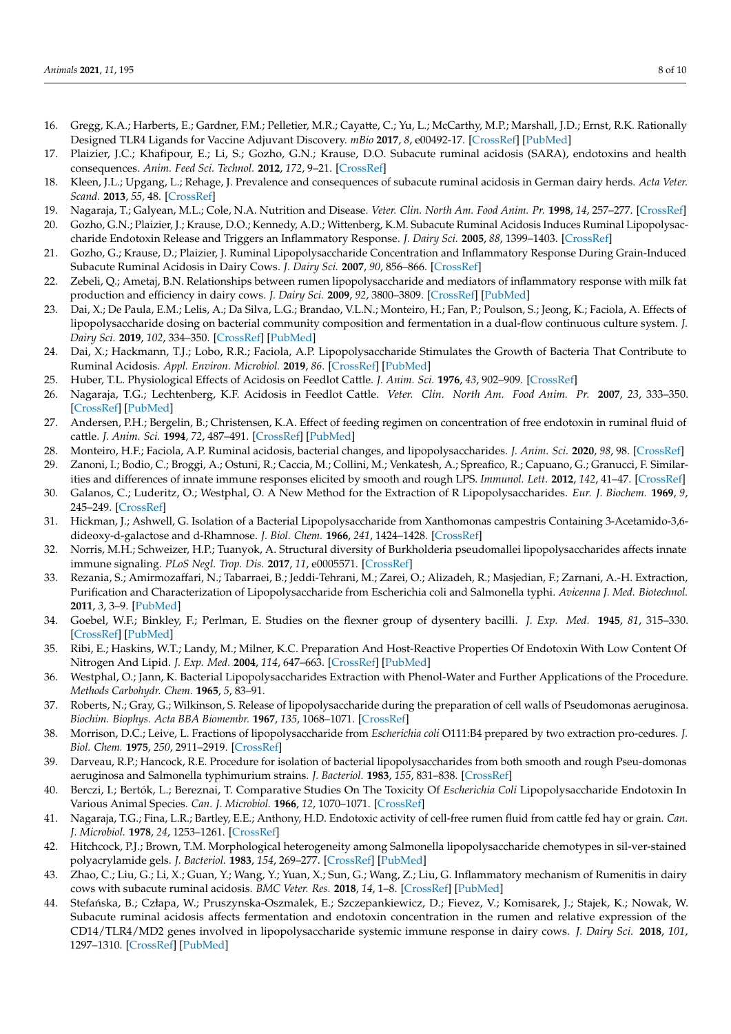16. Gregg, K.A.; Harberts, E.; Gardner, F.M.; Pelletier, M.R.; Cayatte, C.; Yu, L.; McCarthy, M.P.; Marshall, J.D.; Ernst, R.K. Rationally Designed TLR4 Ligands for Vaccine Adjuvant Discovery. *mBio* **2017**, *8*, e00492-17. [CrossRef] [PubMed]
17. Plaizier, J.C.; Khafipour, E.; Li, S.; Gozho, G.N.; Krause, D.O. Subacute ruminal acidosis (SARA), endotoxins and health consequences. *Anim. Feed Sci. Technol.* **2012**, *172*, 9–21. [CrossRef]
18. Kleen, J.L.; Upgang, L.; Rehage, J. Prevalence and consequences of subacute ruminal acidosis in German dairy herds. *Acta Veter. Scand.* **2013**, *55*, 48. [CrossRef]
19. Nagaraja, T.; Galyean, M.L.; Cole, N.A. Nutrition and Disease. *Veter. Clin. North Am. Food Anim. Pr.* **1998**, *14*, 257–277. [CrossRef]
20. Gozho, G.N.; Plaizier, J.; Krause, D.O.; Kennedy, A.D.; Wittenberg, K.M. Subacute Ruminal Acidosis Induces Ruminal Lipopolysaccharide Endotoxin Release and Triggers an Inflammatory Response. *J. Dairy Sci.* **2005**, *88*, 1399–1403. [CrossRef]
21. Gozho, G.; Krause, D.; Plaizier, J. Ruminal Lipopolysaccharide Concentration and Inflammatory Response During Grain-Induced Subacute Ruminal Acidosis in Dairy Cows. *J. Dairy Sci.* **2007**, *90*, 856–866. [CrossRef]
22. Zebeli, Q.; Ametaj, B.N. Relationships between rumen lipopolysaccharide and mediators of inflammatory response with milk fat production and efficiency in dairy cows. *J. Dairy Sci.* **2009**, *92*, 3800–3809. [CrossRef] [PubMed]
23. Dai, X.; De Paula, E.M.; Lelis, A.; Da Silva, L.G.; Brandao, V.L.N.; Monteiro, H.; Fan, P.; Poulson, S.; Jeong, K.; Faciola, A. Effects of lipopolysaccharide dosing on bacterial community composition and fermentation in a dual-flow continuous culture system. *J. Dairy Sci.* **2019**, *102*, 334–350. [CrossRef] [PubMed]
24. Dai, X.; Hackmann, T.J.; Lobo, R.R.; Faciola, A.P. Lipopolysaccharide Stimulates the Growth of Bacteria That Contribute to Ruminal Acidosis. *Appl. Environ. Microbiol.* **2019**, *86*. [CrossRef] [PubMed]
25. Huber, T.L. Physiological Effects of Acidosis on Feedlot Cattle. *J. Anim. Sci.* **1976**, *43*, 902–909. [CrossRef]
26. Nagaraja, T.G.; Lechtenberg, K.F. Acidosis in Feedlot Cattle. *Veter. Clin. North Am. Food Anim. Pr.* **2007**, *23*, 333–350. [CrossRef] [PubMed]
27. Andersen, P.H.; Bergelin, B.; Christensen, K.A. Effect of feeding regimen on concentration of free endotoxin in ruminal fluid of cattle. *J. Anim. Sci.* **1994**, *72*, 487–491. [CrossRef] [PubMed]
28. Monteiro, H.F.; Faciola, A.P. Ruminal acidosis, bacterial changes, and lipopolysaccharides. *J. Anim. Sci.* **2020**, *98*, 98. [CrossRef]
29. Zanoni, I.; Bodio, C.; Broggi, A.; Ostuni, R.; Caccia, M.; Collini, M.; Venkatesh, A.; Spreafico, R.; Capuano, G.; Granucci, F. Similarities and differences of innate immune responses elicited by smooth and rough LPS. *Immunol. Lett.* **2012**, *142*, 41–47. [CrossRef]
30. Galanos, C.; Luderitz, O.; Westphal, O. A New Method for the Extraction of R Lipopolysaccharides. *Eur. J. Biochem.* **1969**, *9*, 245–249. [CrossRef]
31. Hickman, J.; Ashwell, G. Isolation of a Bacterial Lipopolysaccharide from Xanthomonas campestris Containing 3-Acetamido-3,6-dideoxy-d-galactose and d-Rhamnose. *J. Biol. Chem.* **1966**, *241*, 1424–1428. [CrossRef]
32. Norris, M.H.; Schweizer, H.P.; Tuanyok, A. Structural diversity of Burkholderia pseudomallei lipopolysaccharides affects innate immune signaling. *PLoS Negl. Trop. Dis.* **2017**, *11*, e0005571. [CrossRef]
33. Rezania, S.; Amirmozaffari, N.; Tabarraei, B.; Jeddi-Tehrani, M.; Zarei, O.; Alizadeh, R.; Masjedian, F.; Zarnani, A.-H. Extraction, Purification and Characterization of Lipopolysaccharide from Escherichia coli and Salmonella typhi. *Avicenna J. Med. Biotechnol.* **2011**, *3*, 3–9. [PubMed]
34. Goebel, W.F.; Binkley, F.; Perlman, E. Studies on the flexner group of dysentery bacilli. *J. Exp. Med.* **1945**, *81*, 315–330. [CrossRef] [PubMed]
35. Ribi, E.; Haskins, W.T.; Landy, M.; Milner, K.C. Preparation And Host-Reactive Properties Of Endotoxin With Low Content Of Nitrogen And Lipid. *J. Exp. Med.* **2004**, *114*, 647–663. [CrossRef] [PubMed]
36. Westphal, O.; Jann, K. Bacterial Lipopolysaccharides Extraction with Phenol-Water and Further Applications of the Procedure. *Methods Carbohydr. Chem.* **1965**, *5*, 83–91.
37. Roberts, N.; Gray, G.; Wilkinson, S. Release of lipopolysaccharide during the preparation of cell walls of Pseudomonas aeruginosa. *Biochim. Biophys. Acta BBA Biomembr.* **1967**, *135*, 1068–1071. [CrossRef]
38. Morrison, D.C.; Leive, L. Fractions of lipopolysaccharide from *Escherichia coli* O111:B4 prepared by two extraction pro-cedures. *J. Biol. Chem.* **1975**, *250*, 2911–2919. [CrossRef]
39. Darveau, R.P.; Hancock, R.E. Procedure for isolation of bacterial lipopolysaccharides from both smooth and rough Pseu-domonas aeruginosa and Salmonella typhimurium strains. *J. Bacteriol.* **1983**, *155*, 831–838. [CrossRef]
40. Berczi, I.; Bertók, L.; Bereznai, T. Comparative Studies On The Toxicity Of *Escherichia Coli* Lipopolysaccharide Endotoxin In Various Animal Species. *Can. J. Microbiol.* **1966**, *12*, 1070–1071. [CrossRef]
41. Nagaraja, T.G.; Fina, L.R.; Bartley, E.E.; Anthony, H.D. Endotoxic activity of cell-free rumen fluid from cattle fed hay or grain. *Can. J. Microbiol.* **1978**, *24*, 1253–1261. [CrossRef]
42. Hitchcock, P.J.; Brown, T.M. Morphological heterogeneity among Salmonella lipopolysaccharide chemotypes in sil-ver-stained polyacrylamide gels. *J. Bacteriol.* **1983**, *154*, 269–277. [CrossRef] [PubMed]
43. Zhao, C.; Liu, G.; Li, X.; Guan, Y.; Wang, Y.; Yuan, X.; Sun, G.; Wang, Z.; Liu, G. Inflammatory mechanism of Rumenitis in dairy cows with subacute ruminal acidosis. *BMC Veter. Res.* **2018**, *14*, 1–8. [CrossRef] [PubMed]
44. Stefańska, B.; Człapa, W.; Pruszynska-Oszmalek, E.; Szczepankiewicz, D.; Fievez, V.; Komisarek, J.; Stajek, K.; Nowak, W. Subacute ruminal acidosis affects fermentation and endotoxin concentration in the rumen and relative expression of the CD14/TLR4/MD2 genes involved in lipopolysaccharide systemic immune response in dairy cows. *J. Dairy Sci.* **2018**, *101*, 1297–1310. [CrossRef] [PubMed]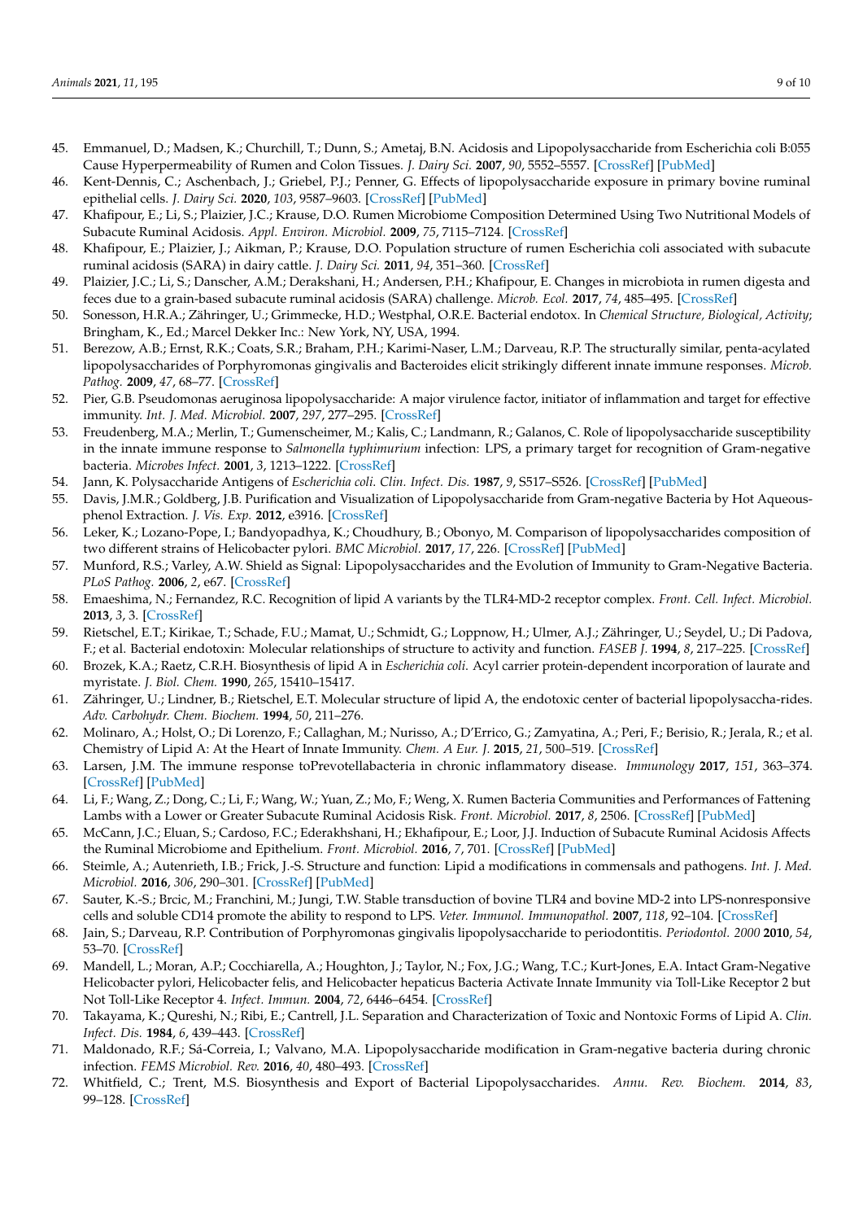45. Emmanuel, D.; Madsen, K.; Churchill, T.; Dunn, S.; Ametaj, B.N. Acidosis and Lipopolysaccharide from Escherichia coli B:055 Cause Hyperpermeability of Rumen and Colon Tissues. *J. Dairy Sci.* **2007**, *90*, 5552–5557. [CrossRef] [PubMed]
46. Kent-Dennis, C.; Aschenbach, J.; Griebel, P.J.; Penner, G. Effects of lipopolysaccharide exposure in primary bovine ruminal epithelial cells. *J. Dairy Sci.* **2020**, *103*, 9587–9603. [CrossRef] [PubMed]
47. Khafipour, E.; Li, S.; Plaizier, J.C.; Krause, D.O. Rumen Microbiome Composition Determined Using Two Nutritional Models of Subacute Ruminal Acidosis. *Appl. Environ. Microbiol.* **2009**, *75*, 7115–7124. [CrossRef]
48. Khafipour, E.; Plaizier, J.; Aikman, P.; Krause, D.O. Population structure of rumen Escherichia coli associated with subacute ruminal acidosis (SARA) in dairy cattle. *J. Dairy Sci.* **2011**, *94*, 351–360. [CrossRef]
49. Plaizier, J.C.; Li, S.; Danscher, A.M.; Derakshani, H.; Andersen, P.H.; Khafipour, E. Changes in microbiota in rumen digesta and feces due to a grain-based subacute ruminal acidosis (SARA) challenge. *Microb. Ecol.* **2017**, *74*, 485–495. [CrossRef]
50. Sonesson, H.R.A.; Zähringer, U.; Grimmecke, H.D.; Westphal, O.R.E. Bacterial endotox. In *Chemical Structure, Biological, Activity*; Bringham, K., Ed.; Marcel Dekker Inc.: New York, NY, USA, 1994.
51. Berezow, A.B.; Ernst, R.K.; Coats, S.R.; Braham, P.H.; Karimi-Naser, L.M.; Darveau, R.P. The structurally similar, penta-acylated lipopolysaccharides of Porphyromonas gingivalis and Bacteroides elicit strikingly different innate immune responses. *Microb. Pathog.* **2009**, *47*, 68–77. [CrossRef]
52. Pier, G.B. Pseudomonas aeruginosa lipopolysaccharide: A major virulence factor, initiator of inflammation and target for effective immunity. *Int. J. Med. Microbiol.* **2007**, *297*, 277–295. [CrossRef]
53. Freudenberg, M.A.; Merlin, T.; Gumenscheimer, M.; Kalis, C.; Landmann, R.; Galanos, C. Role of lipopolysaccharide susceptibility in the innate immune response to *Salmonella typhimurium* infection: LPS, a primary target for recognition of Gram-negative bacteria. *Microbes Infect.* **2001**, *3*, 1213–1222. [CrossRef]
54. Jann, K. Polysaccharide Antigens of *Escherichia coli. Clin. Infect. Dis.* **1987**, *9*, S517–S526. [CrossRef] [PubMed]
55. Davis, J.M.R.; Goldberg, J.B. Purification and Visualization of Lipopolysaccharide from Gram-negative Bacteria by Hot Aqueous-phenol Extraction. *J. Vis. Exp.* **2012**, e3916. [CrossRef]
56. Leker, K.; Lozano-Pope, I.; Bandyopadhya, K.; Choudhury, B.; Obonyo, M. Comparison of lipopolysaccharides composition of two different strains of Helicobacter pylori. *BMC Microbiol.* **2017**, *17*, 226. [CrossRef] [PubMed]
57. Munford, R.S.; Varley, A.W. Shield as Signal: Lipopolysaccharides and the Evolution of Immunity to Gram-Negative Bacteria. *PLoS Pathog.* **2006**, *2*, e67. [CrossRef]
58. Emaeshima, N.; Fernandez, R.C. Recognition of lipid A variants by the TLR4-MD-2 receptor complex. *Front. Cell. Infect. Microbiol.* **2013**, *3*, 3. [CrossRef]
59. Rietschel, E.T.; Kirikae, T.; Schade, F.U.; Mamat, U.; Schmidt, G.; Loppnow, H.; Ulmer, A.J.; Zähringer, U.; Seydel, U.; Di Padova, F.; et al. Bacterial endotoxin: Molecular relationships of structure to activity and function. *FASEB J.* **1994**, *8*, 217–225. [CrossRef]
60. Brozek, K.A.; Raetz, C.R.H. Biosynthesis of lipid A in *Escherichia coli.* Acyl carrier protein-dependent incorporation of laurate and myristate. *J. Biol. Chem.* **1990**, *265*, 15410–15417.
61. Zähringer, U.; Lindner, B.; Rietschel, E.T. Molecular structure of lipid A, the endotoxic center of bacterial lipopolysaccha-rides. *Adv. Carbohydr. Chem. Biochem.* **1994**, *50*, 211–276.
62. Molinaro, A.; Holst, O.; Di Lorenzo, F.; Callaghan, M.; Nurisso, A.; D'Errico, G.; Zamyatina, A.; Peri, F.; Berisio, R.; Jerala, R.; et al. Chemistry of Lipid A: At the Heart of Innate Immunity. *Chem. A Eur. J.* **2015**, *21*, 500–519. [CrossRef]
63. Larsen, J.M. The immune response toPrevotellabacteria in chronic inflammatory disease. *Immunology* **2017**, *151*, 363–374. [CrossRef] [PubMed]
64. Li, F.; Wang, Z.; Dong, C.; Li, F.; Wang, W.; Yuan, Z.; Mo, F.; Weng, X. Rumen Bacteria Communities and Performances of Fattening Lambs with a Lower or Greater Subacute Ruminal Acidosis Risk. *Front. Microbiol.* **2017**, *8*, 2506. [CrossRef] [PubMed]
65. McCann, J.C.; Eluan, S.; Cardoso, F.C.; Ederakhshani, H.; Ekhafipour, E.; Loor, J.J. Induction of Subacute Ruminal Acidosis Affects the Ruminal Microbiome and Epithelium. *Front. Microbiol.* **2016**, *7*, 701. [CrossRef] [PubMed]
66. Steimle, A.; Autenrieth, I.B.; Frick, J.-S. Structure and function: Lipid a modifications in commensals and pathogens. *Int. J. Med. Microbiol.* **2016**, *306*, 290–301. [CrossRef] [PubMed]
67. Sauter, K.-S.; Brcic, M.; Franchini, M.; Jungi, T.W. Stable transduction of bovine TLR4 and bovine MD-2 into LPS-nonresponsive cells and soluble CD14 promote the ability to respond to LPS. *Veter. Immunol. Immunopathol.* **2007**, *118*, 92–104. [CrossRef]
68. Jain, S.; Darveau, R.P. Contribution of Porphyromonas gingivalis lipopolysaccharide to periodontitis. *Periodontol. 2000* **2010**, *54*, 53–70. [CrossRef]
69. Mandell, L.; Moran, A.P.; Cocchiarella, A.; Houghton, J.; Taylor, N.; Fox, J.G.; Wang, T.C.; Kurt-Jones, E.A. Intact Gram-Negative Helicobacter pylori, Helicobacter felis, and Helicobacter hepaticus Bacteria Activate Innate Immunity via Toll-Like Receptor 2 but Not Toll-Like Receptor 4. *Infect. Immun.* **2004**, *72*, 6446–6454. [CrossRef]
70. Takayama, K.; Qureshi, N.; Ribi, E.; Cantrell, J.L. Separation and Characterization of Toxic and Nontoxic Forms of Lipid A. *Clin. Infect. Dis.* **1984**, *6*, 439–443. [CrossRef]
71. Maldonado, R.F.; Sá-Correia, I.; Valvano, M.A. Lipopolysaccharide modification in Gram-negative bacteria during chronic infection. *FEMS Microbiol. Rev.* **2016**, *40*, 480–493. [CrossRef]
72. Whitfield, C.; Trent, M.S. Biosynthesis and Export of Bacterial Lipopolysaccharides. *Annu. Rev. Biochem.* **2014**, *83*, 99–128. [CrossRef]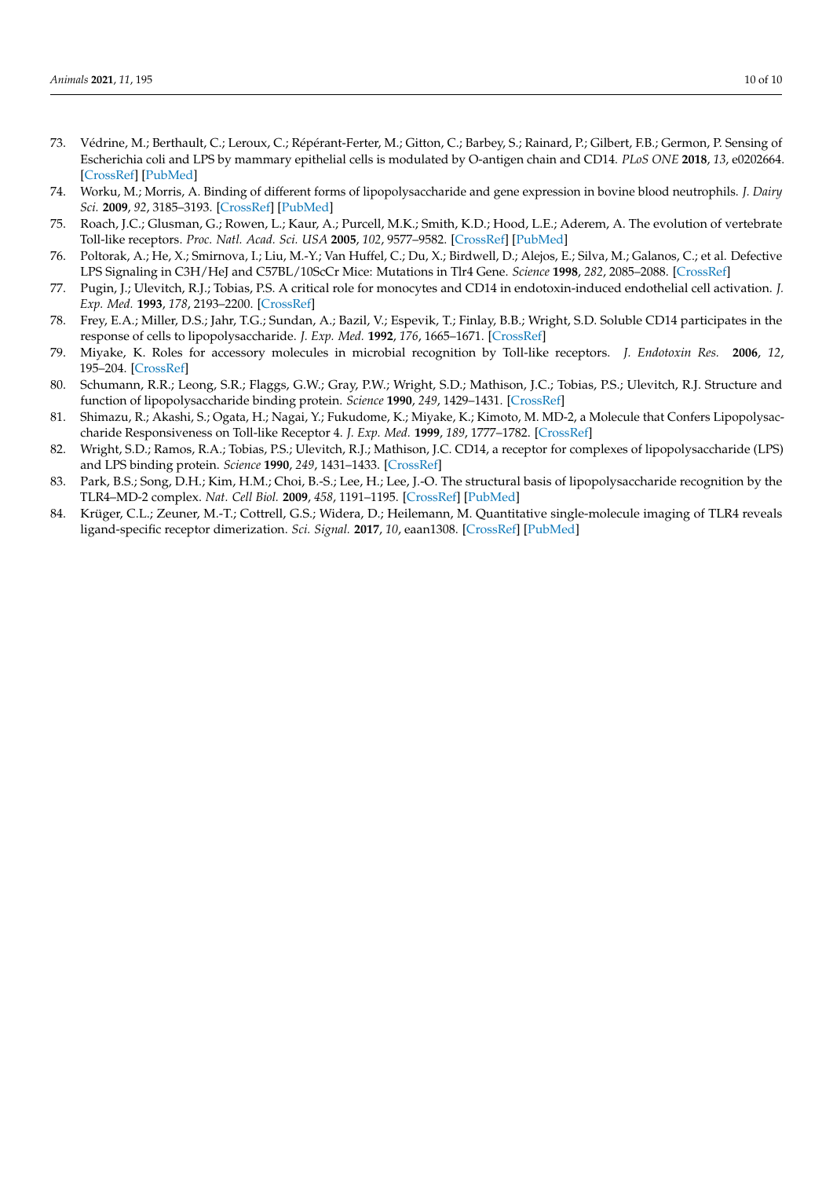73. Védrine, M.; Berthault, C.; Leroux, C.; Répérant-Ferter, M.; Gitton, C.; Barbey, S.; Rainard, P.; Gilbert, F.B.; Germon, P. Sensing of Escherichia coli and LPS by mammary epithelial cells is modulated by O-antigen chain and CD14. *PLoS ONE* **2018**, *13*, e0202664. [CrossRef] [PubMed]
74. Worku, M.; Morris, A. Binding of different forms of lipopolysaccharide and gene expression in bovine blood neutrophils. *J. Dairy Sci.* **2009**, *92*, 3185–3193. [CrossRef] [PubMed]
75. Roach, J.C.; Glusman, G.; Rowen, L.; Kaur, A.; Purcell, M.K.; Smith, K.D.; Hood, L.E.; Aderem, A. The evolution of vertebrate Toll-like receptors. *Proc. Natl. Acad. Sci. USA* **2005**, *102*, 9577–9582. [CrossRef] [PubMed]
76. Poltorak, A.; He, X.; Smirnova, I.; Liu, M.-Y.; Van Huffel, C.; Du, X.; Birdwell, D.; Alejos, E.; Silva, M.; Galanos, C.; et al. Defective LPS Signaling in C3H/HeJ and C57BL/10ScCr Mice: Mutations in Tlr4 Gene. *Science* **1998**, *282*, 2085–2088. [CrossRef]
77. Pugin, J.; Ulevitch, R.J.; Tobias, P.S. A critical role for monocytes and CD14 in endotoxin-induced endothelial cell activation. *J. Exp. Med.* **1993**, *178*, 2193–2200. [CrossRef]
78. Frey, E.A.; Miller, D.S.; Jahr, T.G.; Sundan, A.; Bazil, V.; Espevik, T.; Finlay, B.B.; Wright, S.D. Soluble CD14 participates in the response of cells to lipopolysaccharide. *J. Exp. Med.* **1992**, *176*, 1665–1671. [CrossRef]
79. Miyake, K. Roles for accessory molecules in microbial recognition by Toll-like receptors. *J. Endotoxin Res.* **2006**, *12*, 195–204. [CrossRef]
80. Schumann, R.R.; Leong, S.R.; Flaggs, G.W.; Gray, P.W.; Wright, S.D.; Mathison, J.C.; Tobias, P.S.; Ulevitch, R.J. Structure and function of lipopolysaccharide binding protein. *Science* **1990**, *249*, 1429–1431. [CrossRef]
81. Shimazu, R.; Akashi, S.; Ogata, H.; Nagai, Y.; Fukudome, K.; Miyake, K.; Kimoto, M. MD-2, a Molecule that Confers Lipopolysaccharide Responsiveness on Toll-like Receptor 4. *J. Exp. Med.* **1999**, *189*, 1777–1782. [CrossRef]
82. Wright, S.D.; Ramos, R.A.; Tobias, P.S.; Ulevitch, R.J.; Mathison, J.C. CD14, a receptor for complexes of lipopolysaccharide (LPS) and LPS binding protein. *Science* **1990**, *249*, 1431–1433. [CrossRef]
83. Park, B.S.; Song, D.H.; Kim, H.M.; Choi, B.-S.; Lee, H.; Lee, J.-O. The structural basis of lipopolysaccharide recognition by the TLR4–MD-2 complex. *Nat. Cell Biol.* **2009**, *458*, 1191–1195. [CrossRef] [PubMed]
84. Krüger, C.L.; Zeuner, M.-T.; Cottrell, G.S.; Widera, D.; Heilemann, M. Quantitative single-molecule imaging of TLR4 reveals ligand-specific receptor dimerization. *Sci. Signal.* **2017**, *10*, eaan1308. [CrossRef] [PubMed]